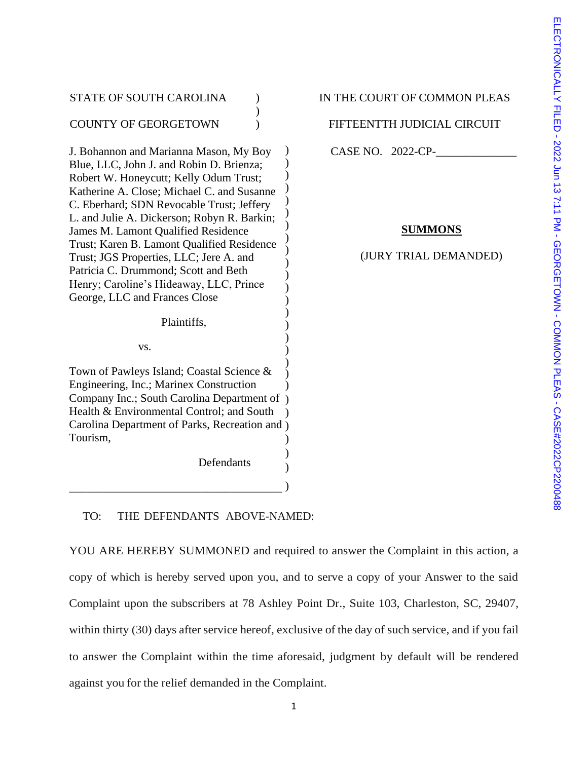STATE OF SOUTH CAROLINA

COUNTY OF GEORGETOWN

IN THE COURT OF COMMON PLEAS

FIFTEENTTH JUDICIAL CIRCUIT

J. Bohannon and Marianna Mason, My Boy Blue, LLC, John J. and Robin D. Brienza; Robert W. Honeycutt; Kelly Odum Trust; Katherine A. Close; Michael C. and Susanne C. Eberhard; SDN Revocable Trust; Jeffery L. and Julie A. Dickerson; Robyn R. Barkin; James M. Lamont Qualified Residence Trust; Karen B. Lamont Qualified Residence Trust; JGS Properties, LLC; Jere A. and Patricia C. Drummond; Scott and Beth Henry; Caroline's Hideaway, LLC, Prince George, LLC and Frances Close

Plaintiffs,

vs.

Town of Pawleys Island; Coastal Science & Engineering, Inc.; Marinex Construction Company Inc.; South Carolina Department of Health & Environmental Control; and South Carolina Department of Parks, Recreation and Tourism,

Defendants

CASE NO. 2022-CP-\_\_\_\_\_\_\_\_\_\_\_\_\_\_

**SUMMONS**

(JURY TRIAL DEMANDED)

TO: THE DEFENDANTS ABOVE-NAMED:

YOU ARE HEREBY SUMMONED and required to answer the Complaint in this action, a copy of which is hereby served upon you, and to serve a copy of your Answer to the said Complaint upon the subscribers at 78 Ashley Point Dr., Suite 103, Charleston, SC, 29407, within thirty (30) days after service hereof, exclusive of the day of such service, and if you fail to answer the Complaint within the time aforesaid, judgment by default will be rendered against you for the relief demanded in the Complaint.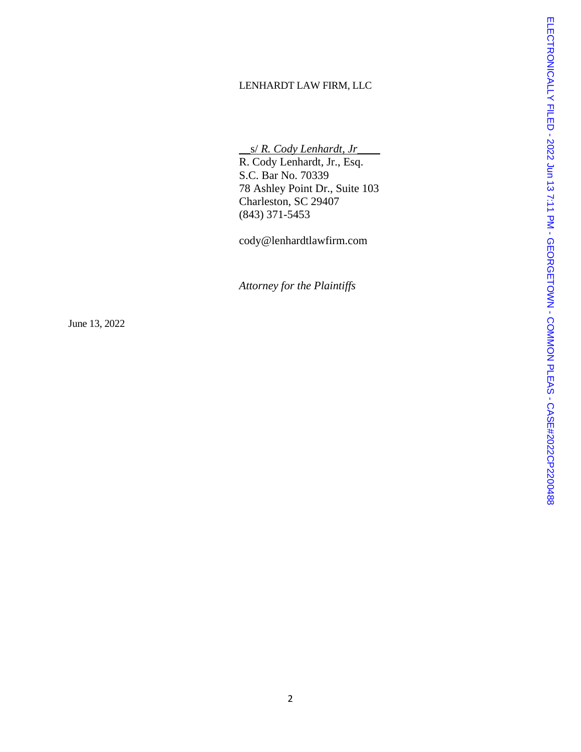LENHARDT LAW FIRM, LLC

__s/ *R. Cody Lenhardt, Jr*____  
R. Cody Lenhardt, Jr., Esq.  
S.C. Bar No. 70339  
78 Ashley Point Dr., Suite 103  
Charleston, SC 29407  
(843) 371-5453

cody@lenhardtlawfirm.com

*Attorney for the Plaintiffs*

June 13, 2022

ELECTRONICALLY FILED - 2022 Jun 13 7:11 PM - GEORGETOWN - COMMON PLEAS - CASE#2022CP2200488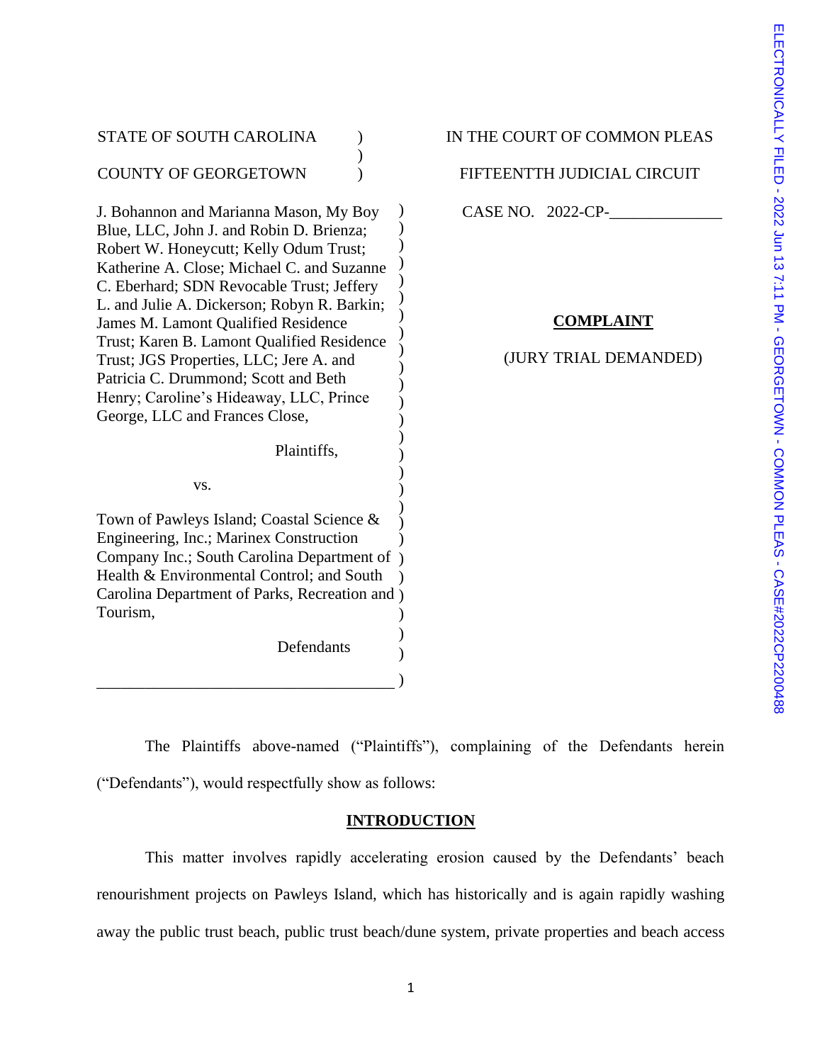STATE OF SOUTH CAROLINA )
)
COUNTY OF GEORGETOWN )

IN THE COURT OF COMMON PLEAS

FIFTEENTTH JUDICIAL CIRCUIT

CASE NO. 2022-CP-______________

J. Bohannon and Marianna Mason, My Boy Blue, LLC, John J. and Robin D. Brienza; Robert W. Honeycutt; Kelly Odum Trust; Katherine A. Close; Michael C. and Suzanne C. Eberhard; SDN Revocable Trust; Jeffery L. and Julie A. Dickerson; Robyn R. Barkin; James M. Lamont Qualified Residence Trust; Karen B. Lamont Qualified Residence Trust; JGS Properties, LLC; Jere A. and Patricia C. Drummond; Scott and Beth Henry; Caroline's Hideaway, LLC, Prince George, LLC and Frances Close,

Plaintiffs,

vs.

Town of Pawleys Island; Coastal Science & Engineering, Inc.; Marinex Construction Company Inc.; South Carolina Department of Health & Environmental Control; and South Carolina Department of Parks, Recreation and Tourism,

Defendants

**COMPLAINT**

(JURY TRIAL DEMANDED)

The Plaintiffs above-named ("Plaintiffs"), complaining of the Defendants herein ("Defendants"), would respectfully show as follows:

## INTRODUCTION

This matter involves rapidly accelerating erosion caused by the Defendants' beach renourishment projects on Pawleys Island, which has historically and is again rapidly washing away the public trust beach, public trust beach/dune system, private properties and beach access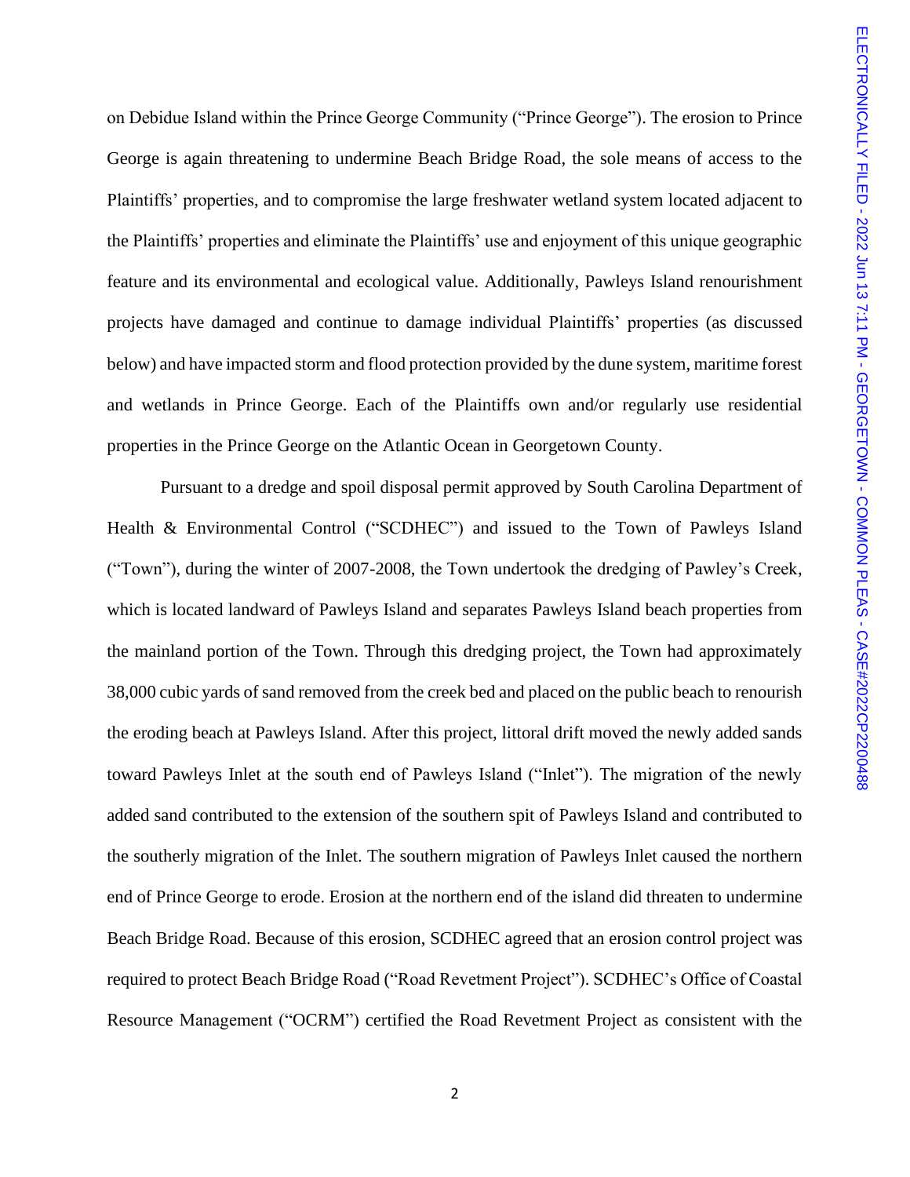on Debidue Island within the Prince George Community ("Prince George"). The erosion to Prince George is again threatening to undermine Beach Bridge Road, the sole means of access to the Plaintiffs' properties, and to compromise the large freshwater wetland system located adjacent to the Plaintiffs' properties and eliminate the Plaintiffs' use and enjoyment of this unique geographic feature and its environmental and ecological value. Additionally, Pawleys Island renourishment projects have damaged and continue to damage individual Plaintiffs' properties (as discussed below) and have impacted storm and flood protection provided by the dune system, maritime forest and wetlands in Prince George. Each of the Plaintiffs own and/or regularly use residential properties in the Prince George on the Atlantic Ocean in Georgetown County.

Pursuant to a dredge and spoil disposal permit approved by South Carolina Department of Health & Environmental Control ("SCDHEC") and issued to the Town of Pawleys Island ("Town"), during the winter of 2007-2008, the Town undertook the dredging of Pawley's Creek, which is located landward of Pawleys Island and separates Pawleys Island beach properties from the mainland portion of the Town. Through this dredging project, the Town had approximately 38,000 cubic yards of sand removed from the creek bed and placed on the public beach to renourish the eroding beach at Pawleys Island. After this project, littoral drift moved the newly added sands toward Pawleys Inlet at the south end of Pawleys Island ("Inlet"). The migration of the newly added sand contributed to the extension of the southern spit of Pawleys Island and contributed to the southerly migration of the Inlet. The southern migration of Pawleys Inlet caused the northern end of Prince George to erode. Erosion at the northern end of the island did threaten to undermine Beach Bridge Road. Because of this erosion, SCDHEC agreed that an erosion control project was required to protect Beach Bridge Road ("Road Revetment Project"). SCDHEC's Office of Coastal Resource Management ("OCRM") certified the Road Revetment Project as consistent with the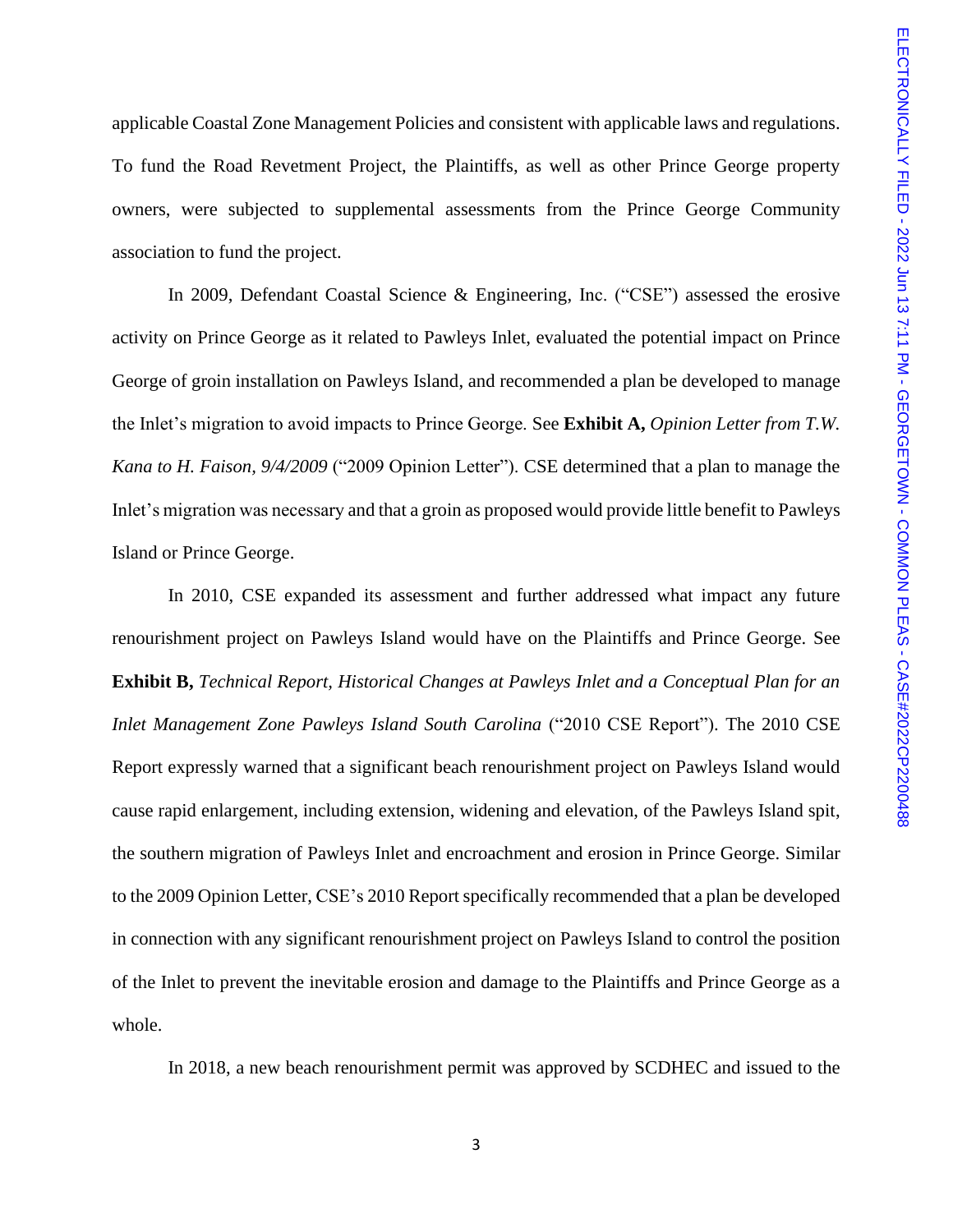applicable Coastal Zone Management Policies and consistent with applicable laws and regulations. To fund the Road Revetment Project, the Plaintiffs, as well as other Prince George property owners, were subjected to supplemental assessments from the Prince George Community association to fund the project.

In 2009, Defendant Coastal Science & Engineering, Inc. ("CSE") assessed the erosive activity on Prince George as it related to Pawleys Inlet, evaluated the potential impact on Prince George of groin installation on Pawleys Island, and recommended a plan be developed to manage the Inlet's migration to avoid impacts to Prince George. See **Exhibit A,** *Opinion Letter from T.W. Kana to H. Faison, 9/4/2009* ("2009 Opinion Letter"). CSE determined that a plan to manage the Inlet's migration was necessary and that a groin as proposed would provide little benefit to Pawleys Island or Prince George.

In 2010, CSE expanded its assessment and further addressed what impact any future renourishment project on Pawleys Island would have on the Plaintiffs and Prince George. See **Exhibit B,** *Technical Report, Historical Changes at Pawleys Inlet and a Conceptual Plan for an Inlet Management Zone Pawleys Island South Carolina* ("2010 CSE Report"). The 2010 CSE Report expressly warned that a significant beach renourishment project on Pawleys Island would cause rapid enlargement, including extension, widening and elevation, of the Pawleys Island spit, the southern migration of Pawleys Inlet and encroachment and erosion in Prince George. Similar to the 2009 Opinion Letter, CSE's 2010 Report specifically recommended that a plan be developed in connection with any significant renourishment project on Pawleys Island to control the position of the Inlet to prevent the inevitable erosion and damage to the Plaintiffs and Prince George as a whole.

In 2018, a new beach renourishment permit was approved by SCDHEC and issued to the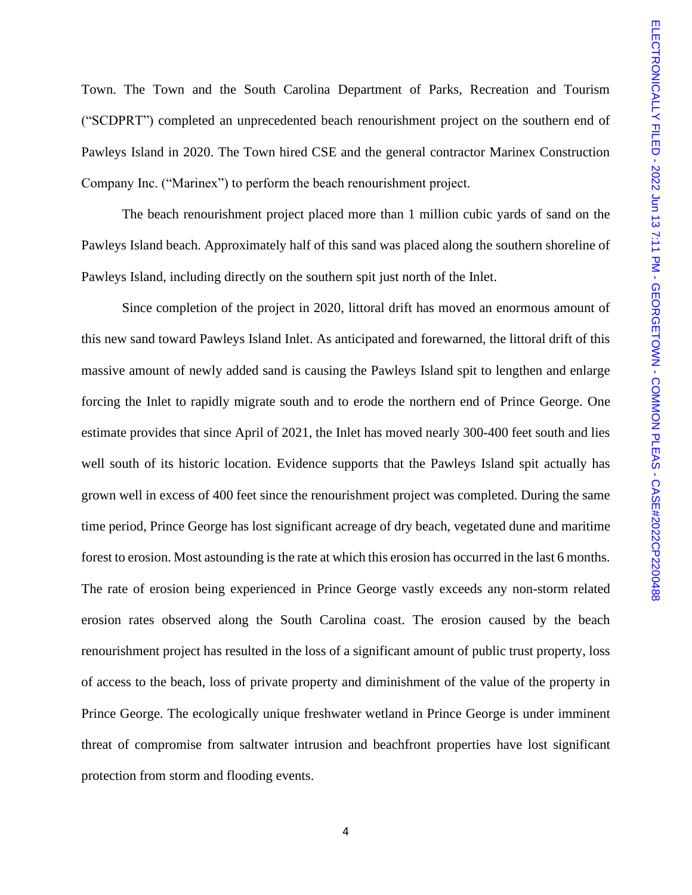Town. The Town and the South Carolina Department of Parks, Recreation and Tourism ("SCDPRT") completed an unprecedented beach renourishment project on the southern end of Pawleys Island in 2020. The Town hired CSE and the general contractor Marinex Construction Company Inc. ("Marinex") to perform the beach renourishment project.

The beach renourishment project placed more than 1 million cubic yards of sand on the Pawleys Island beach. Approximately half of this sand was placed along the southern shoreline of Pawleys Island, including directly on the southern spit just north of the Inlet.

Since completion of the project in 2020, littoral drift has moved an enormous amount of this new sand toward Pawleys Island Inlet. As anticipated and forewarned, the littoral drift of this massive amount of newly added sand is causing the Pawleys Island spit to lengthen and enlarge forcing the Inlet to rapidly migrate south and to erode the northern end of Prince George. One estimate provides that since April of 2021, the Inlet has moved nearly 300-400 feet south and lies well south of its historic location. Evidence supports that the Pawleys Island spit actually has grown well in excess of 400 feet since the renourishment project was completed. During the same time period, Prince George has lost significant acreage of dry beach, vegetated dune and maritime forest to erosion. Most astounding is the rate at which this erosion has occurred in the last 6 months. The rate of erosion being experienced in Prince George vastly exceeds any non-storm related erosion rates observed along the South Carolina coast. The erosion caused by the beach renourishment project has resulted in the loss of a significant amount of public trust property, loss of access to the beach, loss of private property and diminishment of the value of the property in Prince George. The ecologically unique freshwater wetland in Prince George is under imminent threat of compromise from saltwater intrusion and beachfront properties have lost significant protection from storm and flooding events.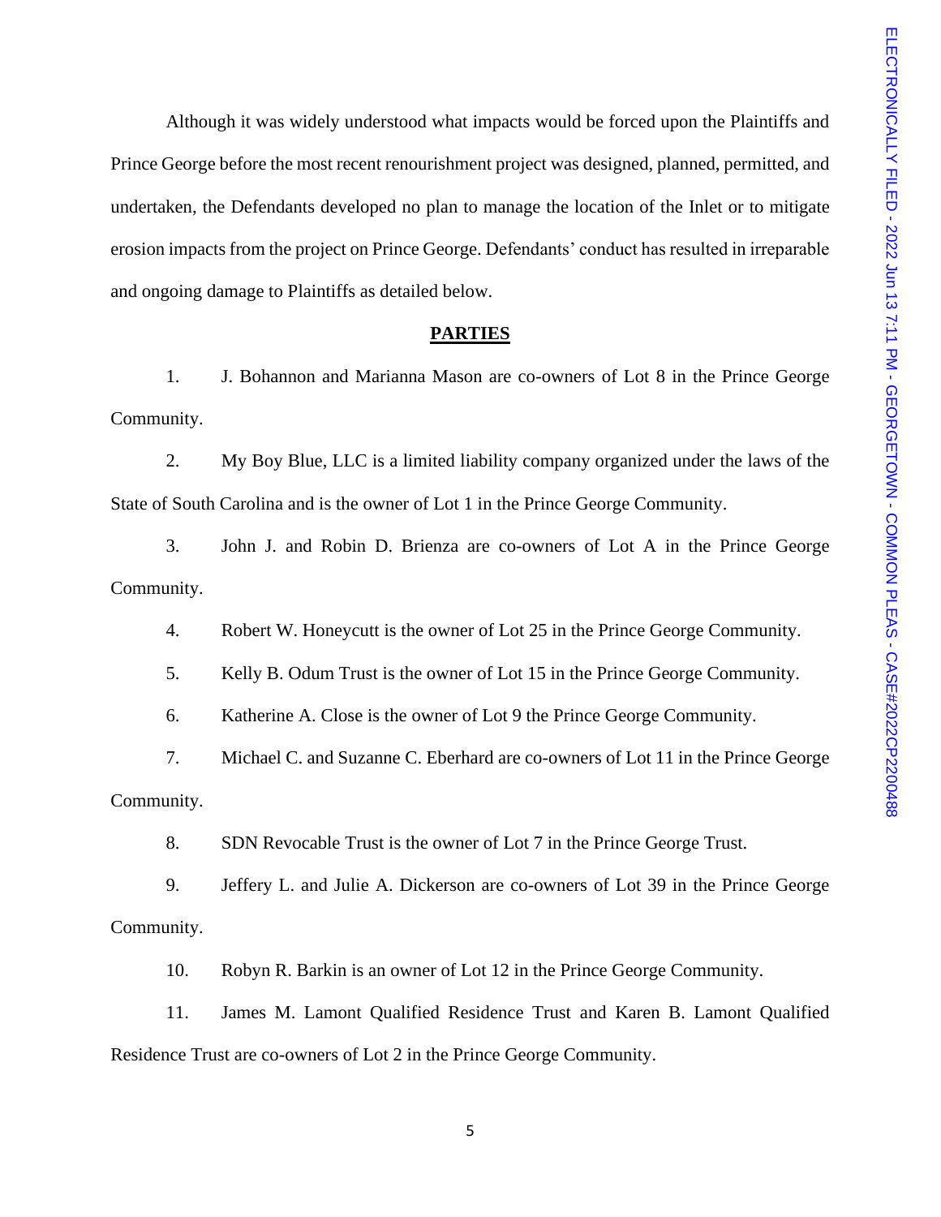Although it was widely understood what impacts would be forced upon the Plaintiffs and Prince George before the most recent renourishment project was designed, planned, permitted, and undertaken, the Defendants developed no plan to manage the location of the Inlet or to mitigate erosion impacts from the project on Prince George. Defendants' conduct has resulted in irreparable and ongoing damage to Plaintiffs as detailed below.

**PARTIES**

1. J. Bohannon and Marianna Mason are co-owners of Lot 8 in the Prince George Community.

2. My Boy Blue, LLC is a limited liability company organized under the laws of the State of South Carolina and is the owner of Lot 1 in the Prince George Community.

3. John J. and Robin D. Brienza are co-owners of Lot A in the Prince George Community.

4. Robert W. Honeycutt is the owner of Lot 25 in the Prince George Community.

5. Kelly B. Odum Trust is the owner of Lot 15 in the Prince George Community.

6. Katherine A. Close is the owner of Lot 9 the Prince George Community.

7. Michael C. and Suzanne C. Eberhard are co-owners of Lot 11 in the Prince George Community.

8. SDN Revocable Trust is the owner of Lot 7 in the Prince George Trust.

9. Jeffery L. and Julie A. Dickerson are co-owners of Lot 39 in the Prince George Community.

10. Robyn R. Barkin is an owner of Lot 12 in the Prince George Community.

11. James M. Lamont Qualified Residence Trust and Karen B. Lamont Qualified Residence Trust are co-owners of Lot 2 in the Prince George Community.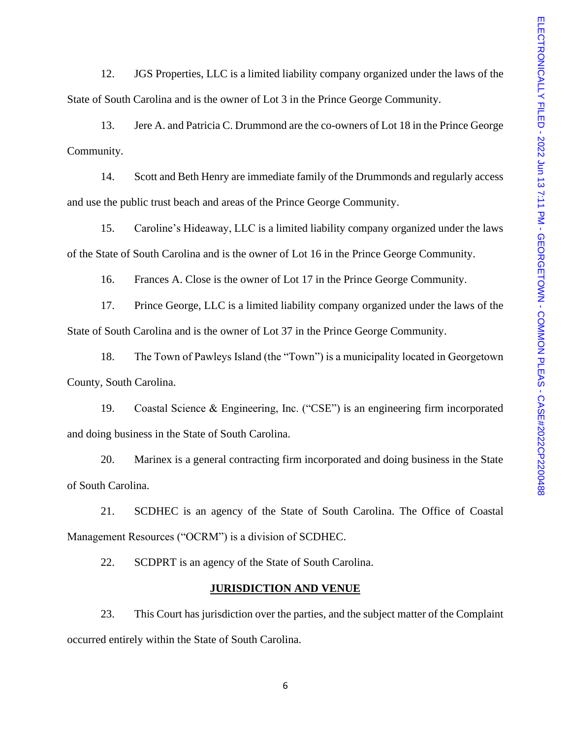12. JGS Properties, LLC is a limited liability company organized under the laws of the State of South Carolina and is the owner of Lot 3 in the Prince George Community.

13. Jere A. and Patricia C. Drummond are the co-owners of Lot 18 in the Prince George Community.

14. Scott and Beth Henry are immediate family of the Drummonds and regularly access and use the public trust beach and areas of the Prince George Community.

15. Caroline's Hideaway, LLC is a limited liability company organized under the laws of the State of South Carolina and is the owner of Lot 16 in the Prince George Community.

16. Frances A. Close is the owner of Lot 17 in the Prince George Community.

17. Prince George, LLC is a limited liability company organized under the laws of the State of South Carolina and is the owner of Lot 37 in the Prince George Community.

18. The Town of Pawleys Island (the "Town") is a municipality located in Georgetown County, South Carolina.

19. Coastal Science & Engineering, Inc. ("CSE") is an engineering firm incorporated and doing business in the State of South Carolina.

20. Marinex is a general contracting firm incorporated and doing business in the State of South Carolina.

21. SCDHEC is an agency of the State of South Carolina. The Office of Coastal Management Resources ("OCRM") is a division of SCDHEC.

22. SCDPRT is an agency of the State of South Carolina.

## JURISDICTION AND VENUE

23. This Court has jurisdiction over the parties, and the subject matter of the Complaint occurred entirely within the State of South Carolina.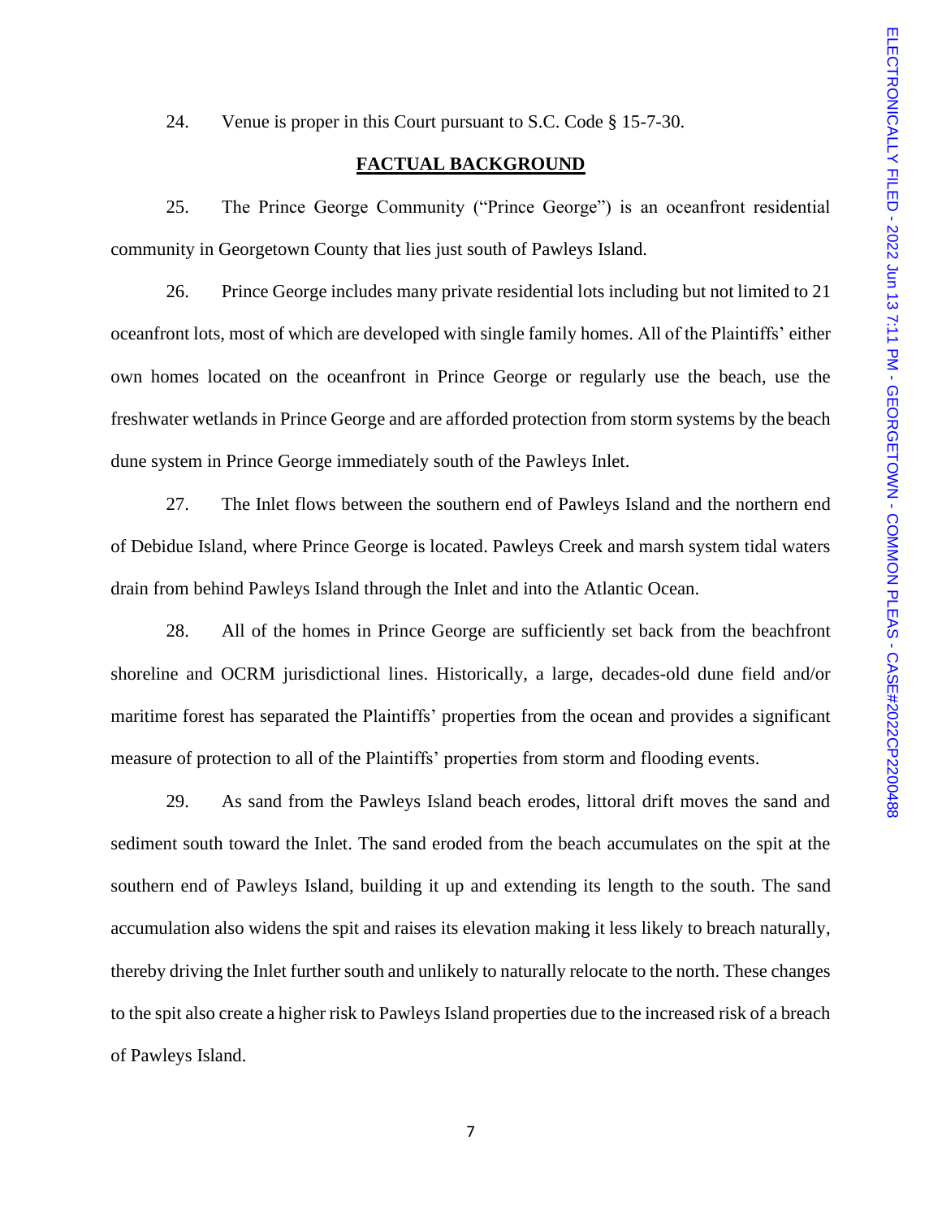24. Venue is proper in this Court pursuant to S.C. Code § 15-7-30.

## FACTUAL BACKGROUND

25. The Prince George Community ("Prince George") is an oceanfront residential community in Georgetown County that lies just south of Pawleys Island.

26. Prince George includes many private residential lots including but not limited to 21 oceanfront lots, most of which are developed with single family homes. All of the Plaintiffs' either own homes located on the oceanfront in Prince George or regularly use the beach, use the freshwater wetlands in Prince George and are afforded protection from storm systems by the beach dune system in Prince George immediately south of the Pawleys Inlet.

27. The Inlet flows between the southern end of Pawleys Island and the northern end of Debidue Island, where Prince George is located. Pawleys Creek and marsh system tidal waters drain from behind Pawleys Island through the Inlet and into the Atlantic Ocean.

28. All of the homes in Prince George are sufficiently set back from the beachfront shoreline and OCRM jurisdictional lines. Historically, a large, decades-old dune field and/or maritime forest has separated the Plaintiffs' properties from the ocean and provides a significant measure of protection to all of the Plaintiffs' properties from storm and flooding events.

29. As sand from the Pawleys Island beach erodes, littoral drift moves the sand and sediment south toward the Inlet. The sand eroded from the beach accumulates on the spit at the southern end of Pawleys Island, building it up and extending its length to the south. The sand accumulation also widens the spit and raises its elevation making it less likely to breach naturally, thereby driving the Inlet further south and unlikely to naturally relocate to the north. These changes to the spit also create a higher risk to Pawleys Island properties due to the increased risk of a breach of Pawleys Island.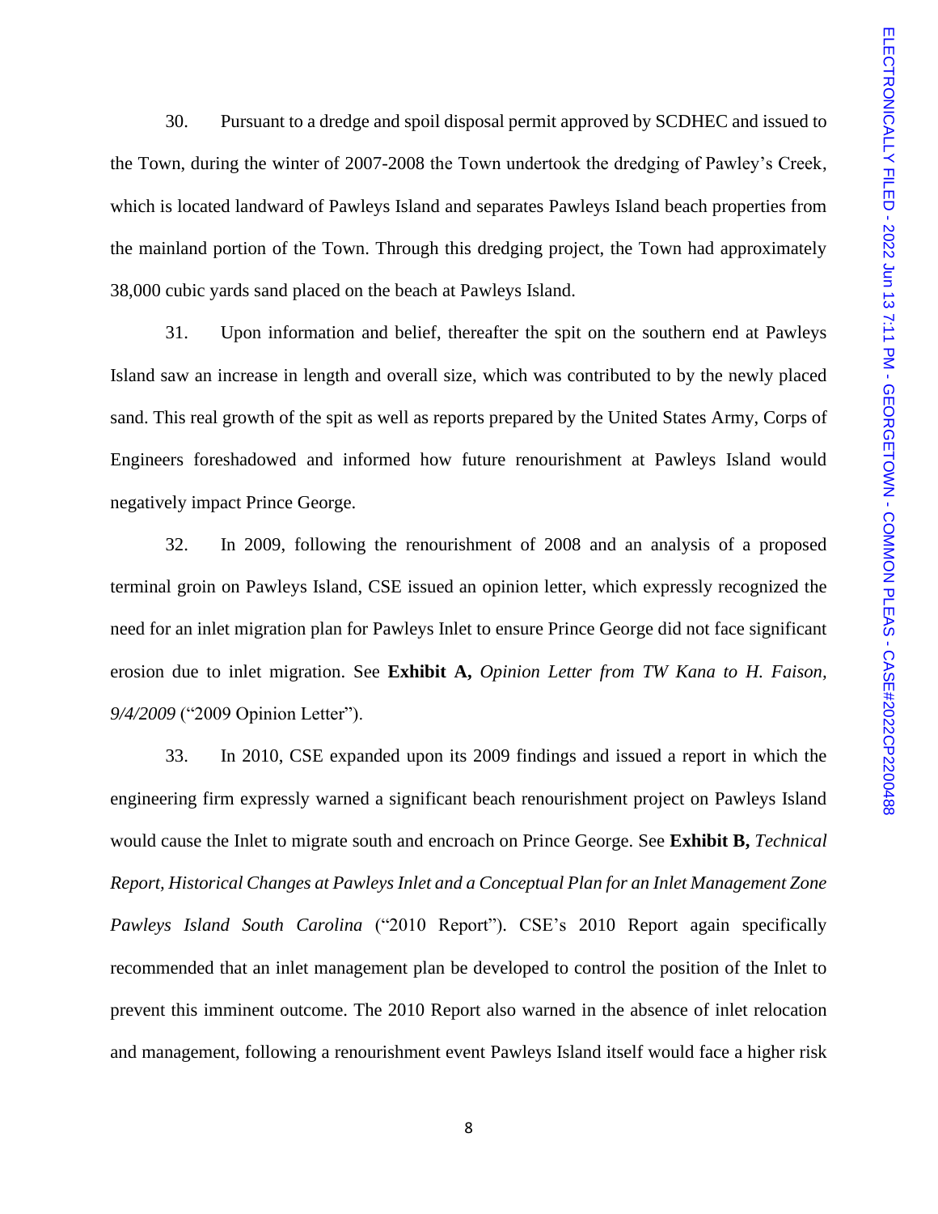30. Pursuant to a dredge and spoil disposal permit approved by SCDHEC and issued to the Town, during the winter of 2007-2008 the Town undertook the dredging of Pawley's Creek, which is located landward of Pawleys Island and separates Pawleys Island beach properties from the mainland portion of the Town. Through this dredging project, the Town had approximately 38,000 cubic yards sand placed on the beach at Pawleys Island.

31. Upon information and belief, thereafter the spit on the southern end at Pawleys Island saw an increase in length and overall size, which was contributed to by the newly placed sand. This real growth of the spit as well as reports prepared by the United States Army, Corps of Engineers foreshadowed and informed how future renourishment at Pawleys Island would negatively impact Prince George.

32. In 2009, following the renourishment of 2008 and an analysis of a proposed terminal groin on Pawleys Island, CSE issued an opinion letter, which expressly recognized the need for an inlet migration plan for Pawleys Inlet to ensure Prince George did not face significant erosion due to inlet migration. See **Exhibit A,** *Opinion Letter from TW Kana to H. Faison, 9/4/2009* ("2009 Opinion Letter").

33. In 2010, CSE expanded upon its 2009 findings and issued a report in which the engineering firm expressly warned a significant beach renourishment project on Pawleys Island would cause the Inlet to migrate south and encroach on Prince George. See **Exhibit B,** *Technical Report, Historical Changes at Pawleys Inlet and a Conceptual Plan for an Inlet Management Zone Pawleys Island South Carolina* ("2010 Report"). CSE's 2010 Report again specifically recommended that an inlet management plan be developed to control the position of the Inlet to prevent this imminent outcome. The 2010 Report also warned in the absence of inlet relocation and management, following a renourishment event Pawleys Island itself would face a higher risk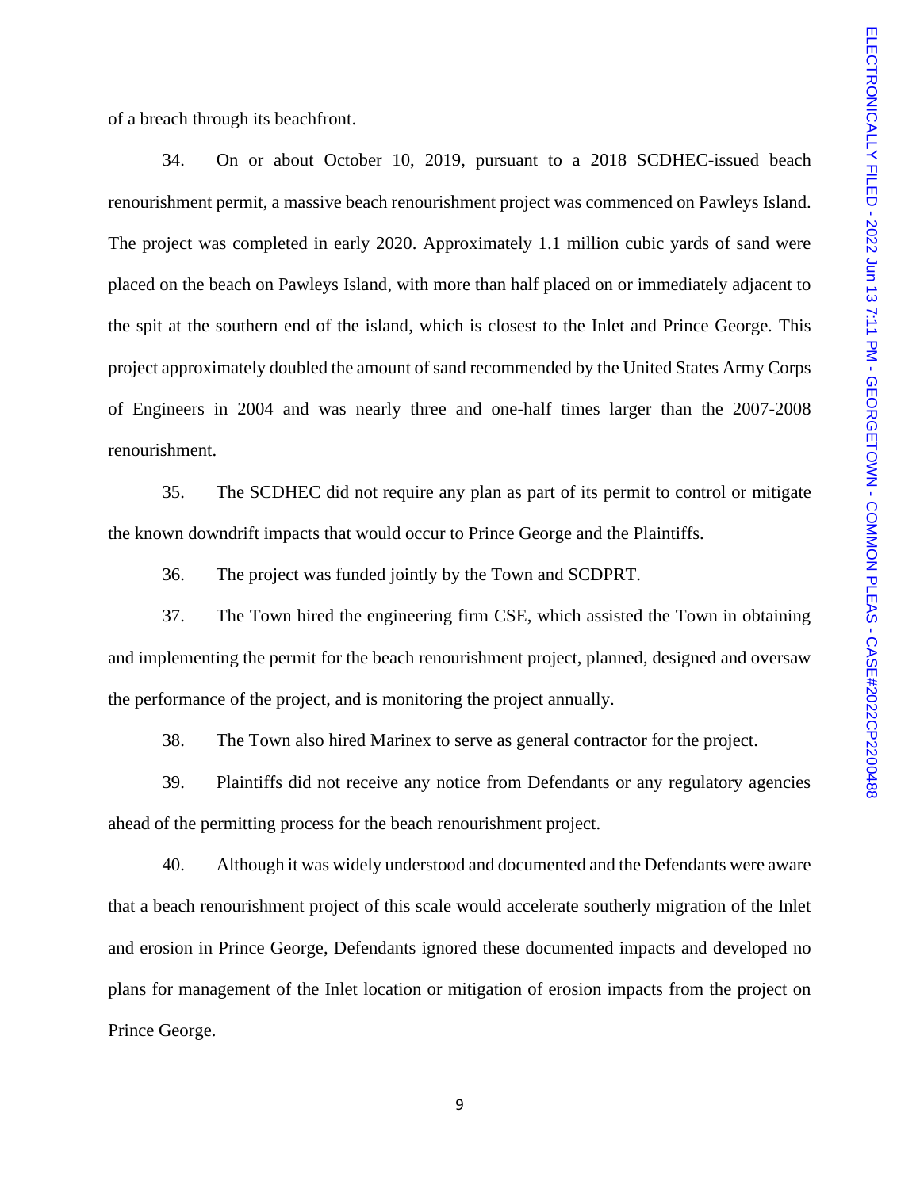of a breach through its beachfront.

34. On or about October 10, 2019, pursuant to a 2018 SCDHEC-issued beach renourishment permit, a massive beach renourishment project was commenced on Pawleys Island. The project was completed in early 2020. Approximately 1.1 million cubic yards of sand were placed on the beach on Pawleys Island, with more than half placed on or immediately adjacent to the spit at the southern end of the island, which is closest to the Inlet and Prince George. This project approximately doubled the amount of sand recommended by the United States Army Corps of Engineers in 2004 and was nearly three and one-half times larger than the 2007-2008 renourishment.

35. The SCDHEC did not require any plan as part of its permit to control or mitigate the known downdrift impacts that would occur to Prince George and the Plaintiffs.

36. The project was funded jointly by the Town and SCDPRT.

37. The Town hired the engineering firm CSE, which assisted the Town in obtaining and implementing the permit for the beach renourishment project, planned, designed and oversaw the performance of the project, and is monitoring the project annually.

38. The Town also hired Marinex to serve as general contractor for the project.

39. Plaintiffs did not receive any notice from Defendants or any regulatory agencies ahead of the permitting process for the beach renourishment project.

40. Although it was widely understood and documented and the Defendants were aware that a beach renourishment project of this scale would accelerate southerly migration of the Inlet and erosion in Prince George, Defendants ignored these documented impacts and developed no plans for management of the Inlet location or mitigation of erosion impacts from the project on Prince George.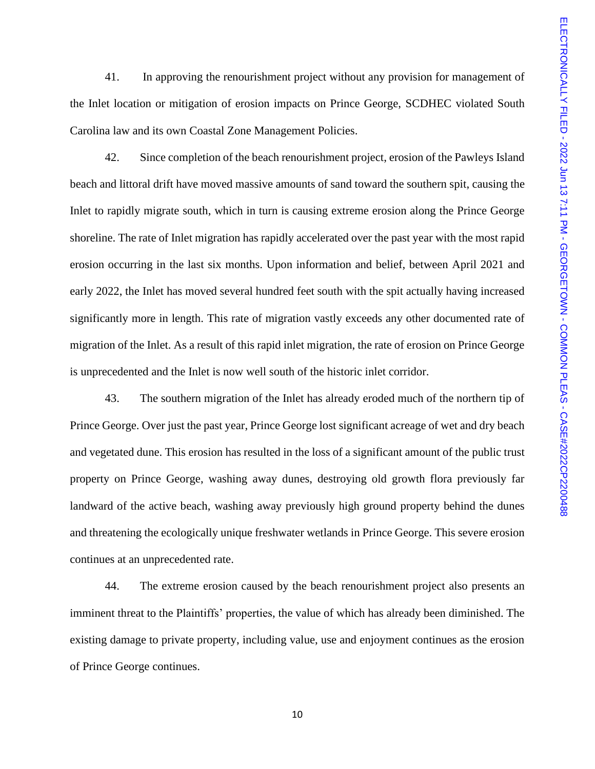41. In approving the renourishment project without any provision for management of the Inlet location or mitigation of erosion impacts on Prince George, SCDHEC violated South Carolina law and its own Coastal Zone Management Policies.

42. Since completion of the beach renourishment project, erosion of the Pawleys Island beach and littoral drift have moved massive amounts of sand toward the southern spit, causing the Inlet to rapidly migrate south, which in turn is causing extreme erosion along the Prince George shoreline. The rate of Inlet migration has rapidly accelerated over the past year with the most rapid erosion occurring in the last six months. Upon information and belief, between April 2021 and early 2022, the Inlet has moved several hundred feet south with the spit actually having increased significantly more in length. This rate of migration vastly exceeds any other documented rate of migration of the Inlet. As a result of this rapid inlet migration, the rate of erosion on Prince George is unprecedented and the Inlet is now well south of the historic inlet corridor.

43. The southern migration of the Inlet has already eroded much of the northern tip of Prince George. Over just the past year, Prince George lost significant acreage of wet and dry beach and vegetated dune. This erosion has resulted in the loss of a significant amount of the public trust property on Prince George, washing away dunes, destroying old growth flora previously far landward of the active beach, washing away previously high ground property behind the dunes and threatening the ecologically unique freshwater wetlands in Prince George. This severe erosion continues at an unprecedented rate.

44. The extreme erosion caused by the beach renourishment project also presents an imminent threat to the Plaintiffs' properties, the value of which has already been diminished. The existing damage to private property, including value, use and enjoyment continues as the erosion of Prince George continues.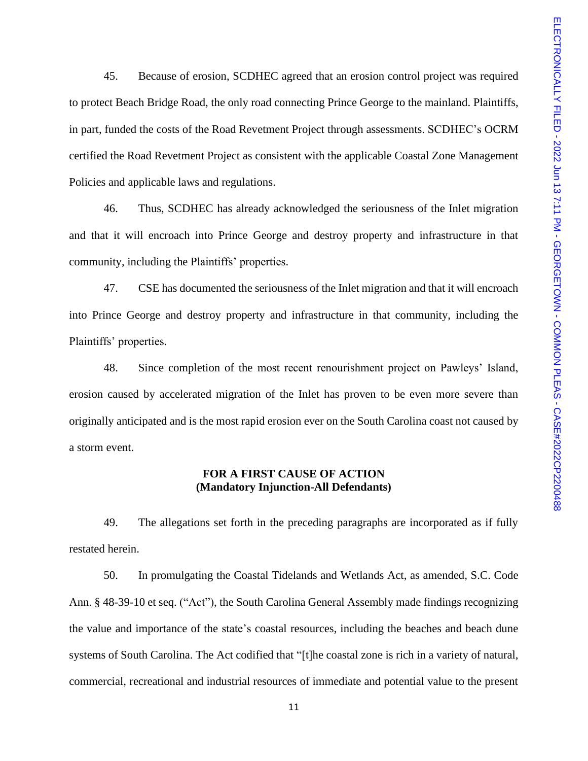45. Because of erosion, SCDHEC agreed that an erosion control project was required to protect Beach Bridge Road, the only road connecting Prince George to the mainland. Plaintiffs, in part, funded the costs of the Road Revetment Project through assessments. SCDHEC's OCRM certified the Road Revetment Project as consistent with the applicable Coastal Zone Management Policies and applicable laws and regulations.

46. Thus, SCDHEC has already acknowledged the seriousness of the Inlet migration and that it will encroach into Prince George and destroy property and infrastructure in that community, including the Plaintiffs' properties.

47. CSE has documented the seriousness of the Inlet migration and that it will encroach into Prince George and destroy property and infrastructure in that community, including the Plaintiffs' properties.

48. Since completion of the most recent renourishment project on Pawleys' Island, erosion caused by accelerated migration of the Inlet has proven to be even more severe than originally anticipated and is the most rapid erosion ever on the South Carolina coast not caused by a storm event.

**FOR A FIRST CAUSE OF ACTION**
**(Mandatory Injunction-All Defendants)**

49. The allegations set forth in the preceding paragraphs are incorporated as if fully restated herein.

50. In promulgating the Coastal Tidelands and Wetlands Act, as amended, S.C. Code Ann. § 48-39-10 et seq. ("Act"), the South Carolina General Assembly made findings recognizing the value and importance of the state's coastal resources, including the beaches and beach dune systems of South Carolina. The Act codified that "[t]he coastal zone is rich in a variety of natural, commercial, recreational and industrial resources of immediate and potential value to the present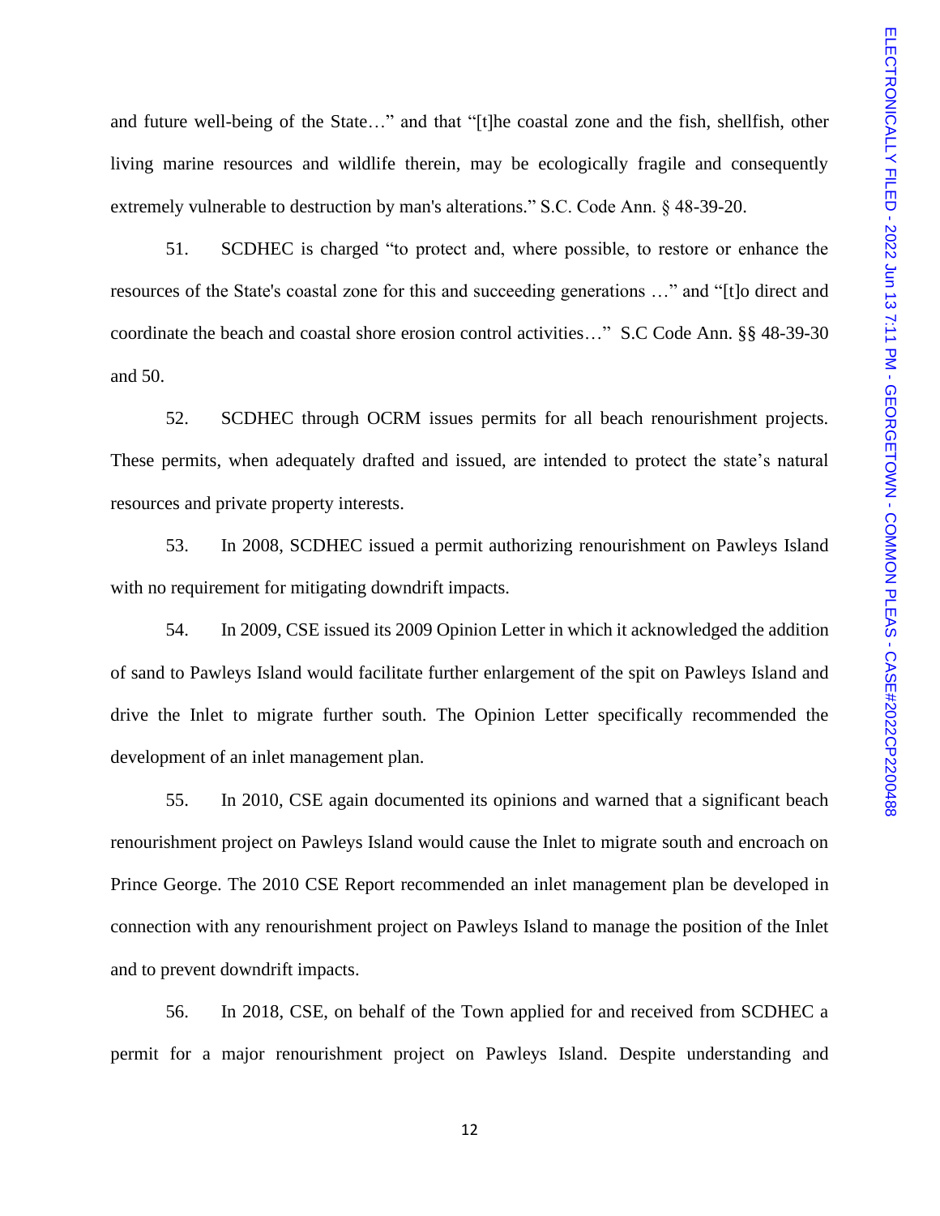and future well-being of the State…" and that "[t]he coastal zone and the fish, shellfish, other living marine resources and wildlife therein, may be ecologically fragile and consequently extremely vulnerable to destruction by man's alterations." S.C. Code Ann. § 48-39-20.

51. SCDHEC is charged "to protect and, where possible, to restore or enhance the resources of the State's coastal zone for this and succeeding generations …" and "[t]o direct and coordinate the beach and coastal shore erosion control activities…" S.C Code Ann. §§ 48-39-30 and 50.

52. SCDHEC through OCRM issues permits for all beach renourishment projects. These permits, when adequately drafted and issued, are intended to protect the state's natural resources and private property interests.

53. In 2008, SCDHEC issued a permit authorizing renourishment on Pawleys Island with no requirement for mitigating downdrift impacts.

54. In 2009, CSE issued its 2009 Opinion Letter in which it acknowledged the addition of sand to Pawleys Island would facilitate further enlargement of the spit on Pawleys Island and drive the Inlet to migrate further south. The Opinion Letter specifically recommended the development of an inlet management plan.

55. In 2010, CSE again documented its opinions and warned that a significant beach renourishment project on Pawleys Island would cause the Inlet to migrate south and encroach on Prince George. The 2010 CSE Report recommended an inlet management plan be developed in connection with any renourishment project on Pawleys Island to manage the position of the Inlet and to prevent downdrift impacts.

56. In 2018, CSE, on behalf of the Town applied for and received from SCDHEC a permit for a major renourishment project on Pawleys Island. Despite understanding and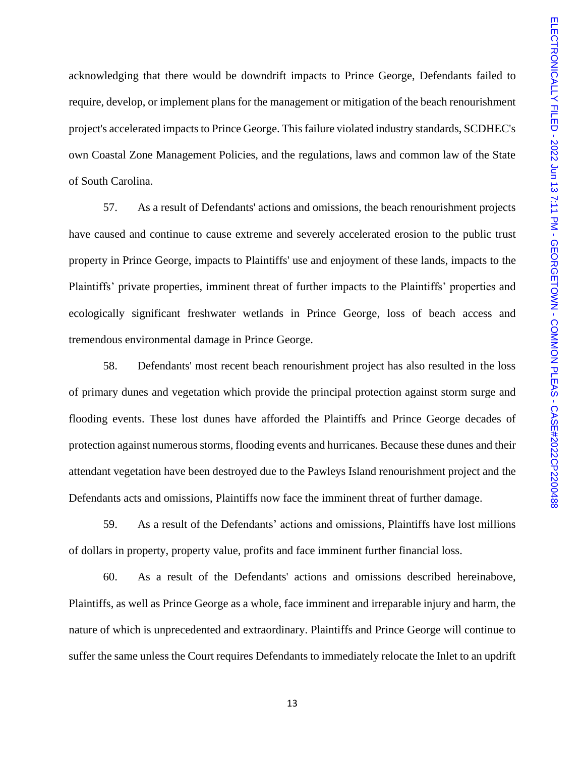acknowledging that there would be downdrift impacts to Prince George, Defendants failed to require, develop, or implement plans for the management or mitigation of the beach renourishment project's accelerated impacts to Prince George. This failure violated industry standards, SCDHEC's own Coastal Zone Management Policies, and the regulations, laws and common law of the State of South Carolina.

57. As a result of Defendants' actions and omissions, the beach renourishment projects have caused and continue to cause extreme and severely accelerated erosion to the public trust property in Prince George, impacts to Plaintiffs' use and enjoyment of these lands, impacts to the Plaintiffs' private properties, imminent threat of further impacts to the Plaintiffs' properties and ecologically significant freshwater wetlands in Prince George, loss of beach access and tremendous environmental damage in Prince George.

58. Defendants' most recent beach renourishment project has also resulted in the loss of primary dunes and vegetation which provide the principal protection against storm surge and flooding events. These lost dunes have afforded the Plaintiffs and Prince George decades of protection against numerous storms, flooding events and hurricanes. Because these dunes and their attendant vegetation have been destroyed due to the Pawleys Island renourishment project and the Defendants acts and omissions, Plaintiffs now face the imminent threat of further damage.

59. As a result of the Defendants' actions and omissions, Plaintiffs have lost millions of dollars in property, property value, profits and face imminent further financial loss.

60. As a result of the Defendants' actions and omissions described hereinabove, Plaintiffs, as well as Prince George as a whole, face imminent and irreparable injury and harm, the nature of which is unprecedented and extraordinary. Plaintiffs and Prince George will continue to suffer the same unless the Court requires Defendants to immediately relocate the Inlet to an updrift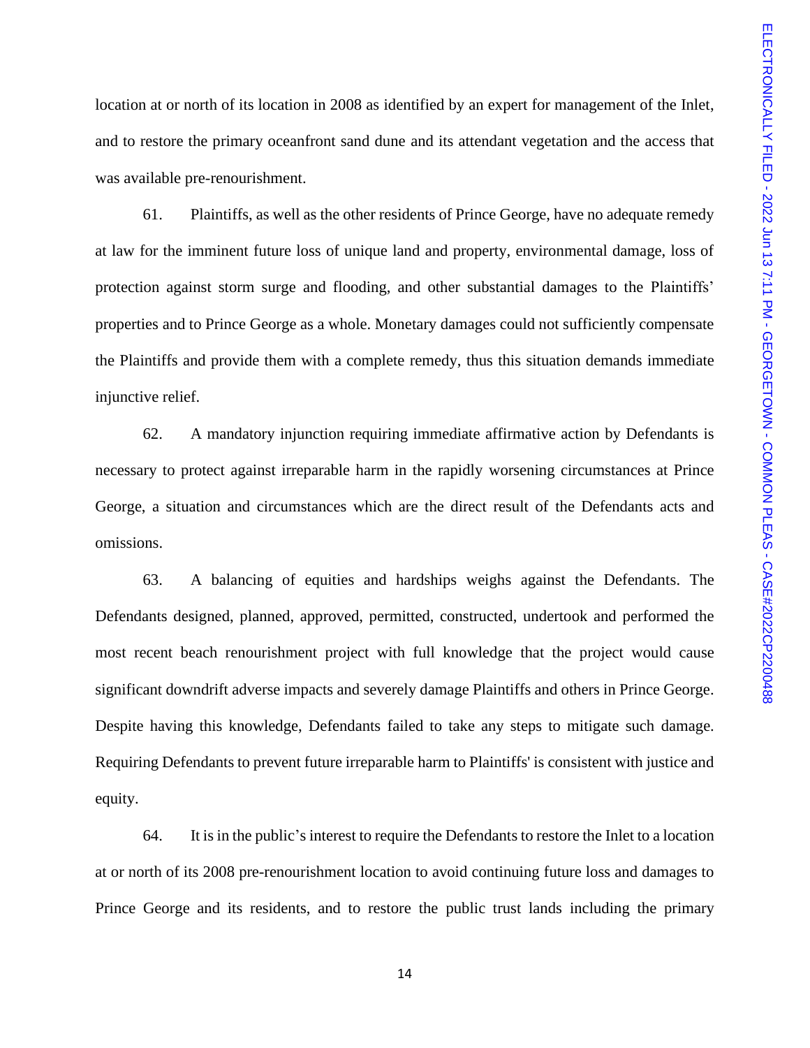location at or north of its location in 2008 as identified by an expert for management of the Inlet, and to restore the primary oceanfront sand dune and its attendant vegetation and the access that was available pre-renourishment.

61. Plaintiffs, as well as the other residents of Prince George, have no adequate remedy at law for the imminent future loss of unique land and property, environmental damage, loss of protection against storm surge and flooding, and other substantial damages to the Plaintiffs' properties and to Prince George as a whole. Monetary damages could not sufficiently compensate the Plaintiffs and provide them with a complete remedy, thus this situation demands immediate injunctive relief.

62. A mandatory injunction requiring immediate affirmative action by Defendants is necessary to protect against irreparable harm in the rapidly worsening circumstances at Prince George, a situation and circumstances which are the direct result of the Defendants acts and omissions.

63. A balancing of equities and hardships weighs against the Defendants. The Defendants designed, planned, approved, permitted, constructed, undertook and performed the most recent beach renourishment project with full knowledge that the project would cause significant downdrift adverse impacts and severely damage Plaintiffs and others in Prince George. Despite having this knowledge, Defendants failed to take any steps to mitigate such damage. Requiring Defendants to prevent future irreparable harm to Plaintiffs' is consistent with justice and equity.

64. It is in the public's interest to require the Defendants to restore the Inlet to a location at or north of its 2008 pre-renourishment location to avoid continuing future loss and damages to Prince George and its residents, and to restore the public trust lands including the primary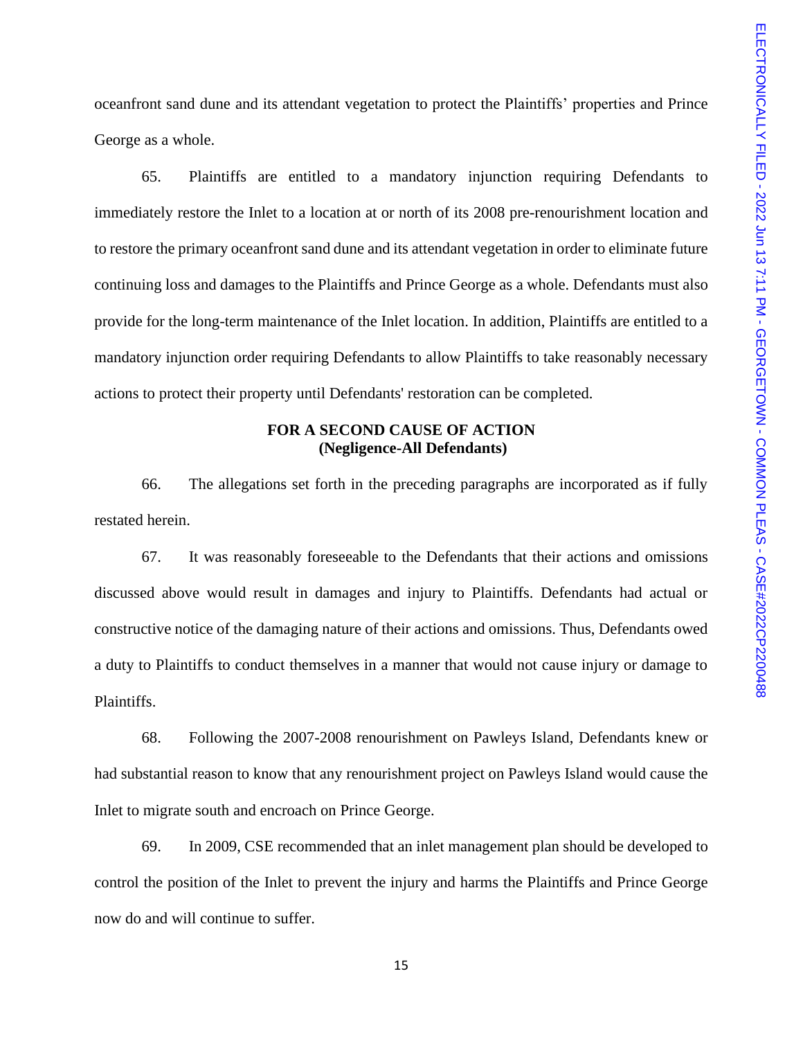oceanfront sand dune and its attendant vegetation to protect the Plaintiffs' properties and Prince George as a whole.

65. Plaintiffs are entitled to a mandatory injunction requiring Defendants to immediately restore the Inlet to a location at or north of its 2008 pre-renourishment location and to restore the primary oceanfront sand dune and its attendant vegetation in order to eliminate future continuing loss and damages to the Plaintiffs and Prince George as a whole. Defendants must also provide for the long-term maintenance of the Inlet location. In addition, Plaintiffs are entitled to a mandatory injunction order requiring Defendants to allow Plaintiffs to take reasonably necessary actions to protect their property until Defendants' restoration can be completed.

**FOR A SECOND CAUSE OF ACTION**
**(Negligence-All Defendants)**

66. The allegations set forth in the preceding paragraphs are incorporated as if fully restated herein.

67. It was reasonably foreseeable to the Defendants that their actions and omissions discussed above would result in damages and injury to Plaintiffs. Defendants had actual or constructive notice of the damaging nature of their actions and omissions. Thus, Defendants owed a duty to Plaintiffs to conduct themselves in a manner that would not cause injury or damage to Plaintiffs.

68. Following the 2007-2008 renourishment on Pawleys Island, Defendants knew or had substantial reason to know that any renourishment project on Pawleys Island would cause the Inlet to migrate south and encroach on Prince George.

69. In 2009, CSE recommended that an inlet management plan should be developed to control the position of the Inlet to prevent the injury and harms the Plaintiffs and Prince George now do and will continue to suffer.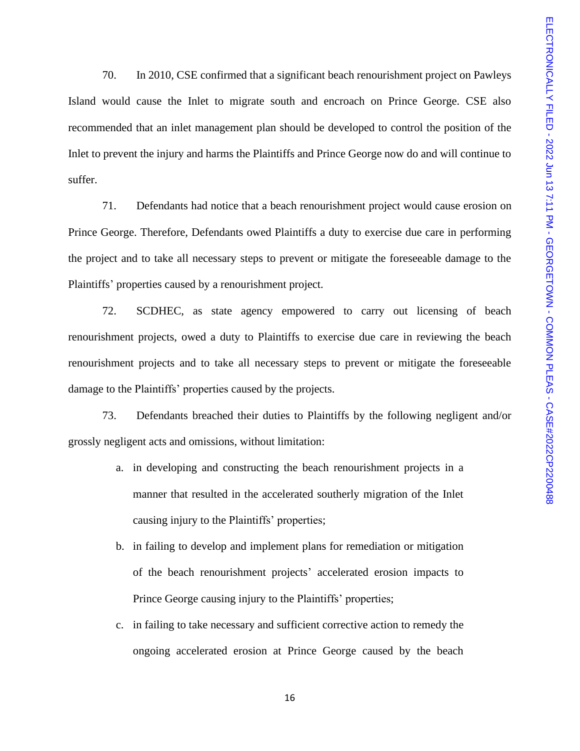70. In 2010, CSE confirmed that a significant beach renourishment project on Pawleys Island would cause the Inlet to migrate south and encroach on Prince George. CSE also recommended that an inlet management plan should be developed to control the position of the Inlet to prevent the injury and harms the Plaintiffs and Prince George now do and will continue to suffer.

71. Defendants had notice that a beach renourishment project would cause erosion on Prince George. Therefore, Defendants owed Plaintiffs a duty to exercise due care in performing the project and to take all necessary steps to prevent or mitigate the foreseeable damage to the Plaintiffs' properties caused by a renourishment project.

72. SCDHEC, as state agency empowered to carry out licensing of beach renourishment projects, owed a duty to Plaintiffs to exercise due care in reviewing the beach renourishment projects and to take all necessary steps to prevent or mitigate the foreseeable damage to the Plaintiffs' properties caused by the projects.

73. Defendants breached their duties to Plaintiffs by the following negligent and/or grossly negligent acts and omissions, without limitation:

a. in developing and constructing the beach renourishment projects in a manner that resulted in the accelerated southerly migration of the Inlet causing injury to the Plaintiffs' properties;

b. in failing to develop and implement plans for remediation or mitigation of the beach renourishment projects' accelerated erosion impacts to Prince George causing injury to the Plaintiffs' properties;

c. in failing to take necessary and sufficient corrective action to remedy the ongoing accelerated erosion at Prince George caused by the beach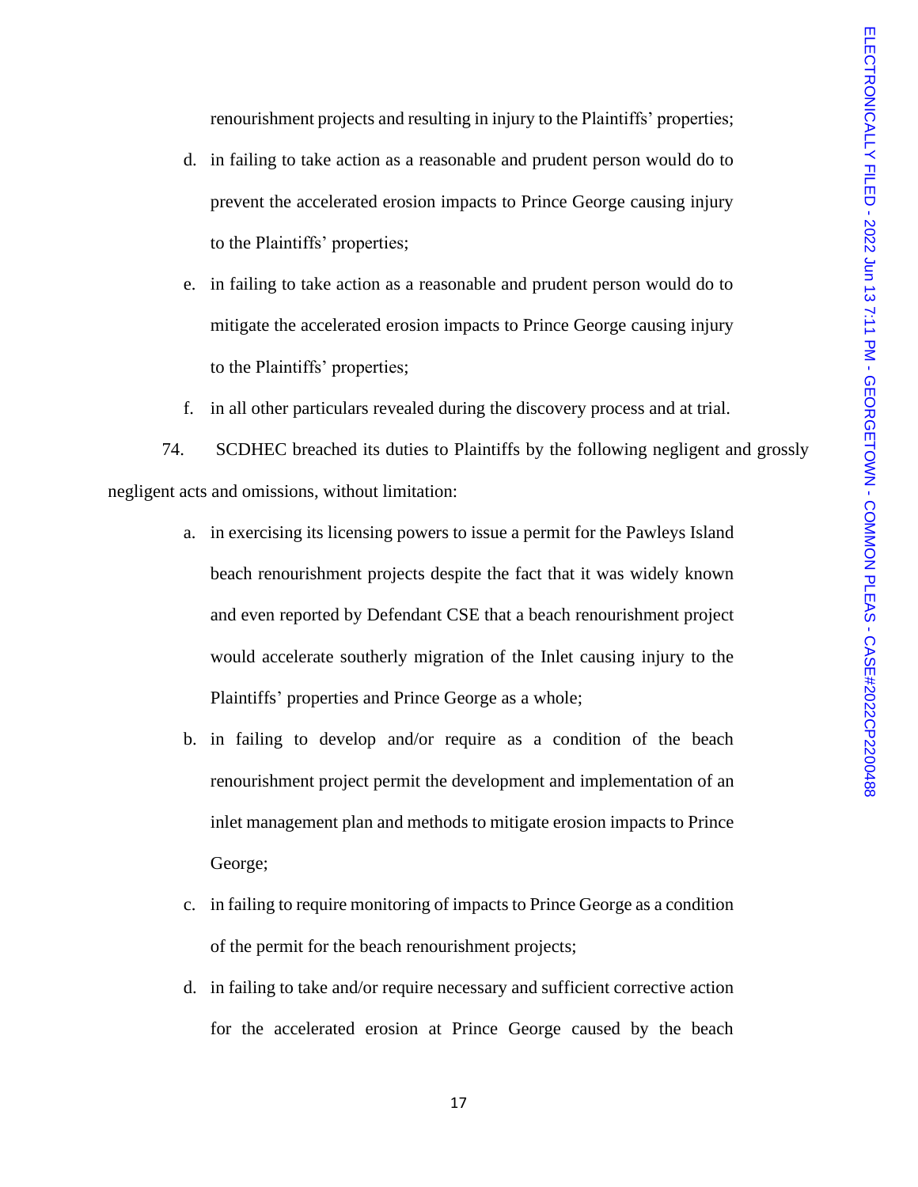renourishment projects and resulting in injury to the Plaintiffs' properties;

d. in failing to take action as a reasonable and prudent person would do to prevent the accelerated erosion impacts to Prince George causing injury to the Plaintiffs' properties;

e. in failing to take action as a reasonable and prudent person would do to mitigate the accelerated erosion impacts to Prince George causing injury to the Plaintiffs' properties;

f. in all other particulars revealed during the discovery process and at trial.

74. SCDHEC breached its duties to Plaintiffs by the following negligent and grossly negligent acts and omissions, without limitation:

a. in exercising its licensing powers to issue a permit for the Pawleys Island beach renourishment projects despite the fact that it was widely known and even reported by Defendant CSE that a beach renourishment project would accelerate southerly migration of the Inlet causing injury to the Plaintiffs' properties and Prince George as a whole;

b. in failing to develop and/or require as a condition of the beach renourishment project permit the development and implementation of an inlet management plan and methods to mitigate erosion impacts to Prince George;

c. in failing to require monitoring of impacts to Prince George as a condition of the permit for the beach renourishment projects;

d. in failing to take and/or require necessary and sufficient corrective action for the accelerated erosion at Prince George caused by the beach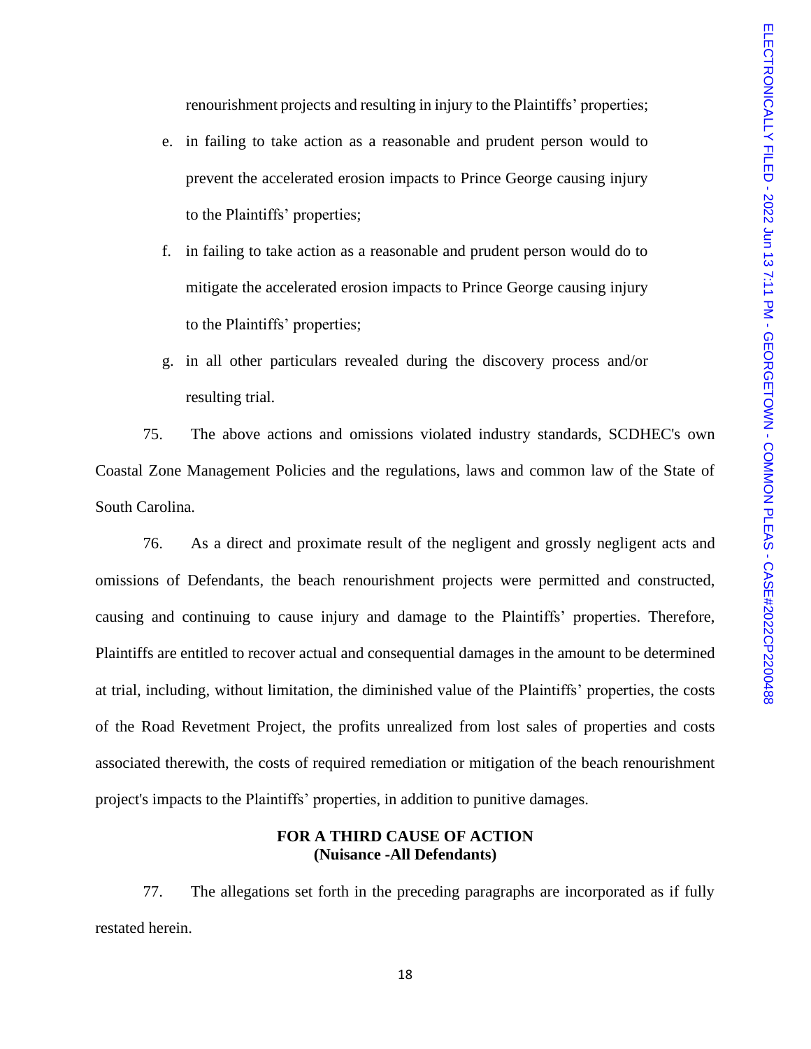renourishment projects and resulting in injury to the Plaintiffs' properties;

e. in failing to take action as a reasonable and prudent person would to prevent the accelerated erosion impacts to Prince George causing injury to the Plaintiffs' properties;

f. in failing to take action as a reasonable and prudent person would do to mitigate the accelerated erosion impacts to Prince George causing injury to the Plaintiffs' properties;

g. in all other particulars revealed during the discovery process and/or resulting trial.

75. The above actions and omissions violated industry standards, SCDHEC's own Coastal Zone Management Policies and the regulations, laws and common law of the State of South Carolina.

76. As a direct and proximate result of the negligent and grossly negligent acts and omissions of Defendants, the beach renourishment projects were permitted and constructed, causing and continuing to cause injury and damage to the Plaintiffs' properties. Therefore, Plaintiffs are entitled to recover actual and consequential damages in the amount to be determined at trial, including, without limitation, the diminished value of the Plaintiffs' properties, the costs of the Road Revetment Project, the profits unrealized from lost sales of properties and costs associated therewith, the costs of required remediation or mitigation of the beach renourishment project's impacts to the Plaintiffs' properties, in addition to punitive damages.

**FOR A THIRD CAUSE OF ACTION**
**(Nuisance -All Defendants)**

77. The allegations set forth in the preceding paragraphs are incorporated as if fully restated herein.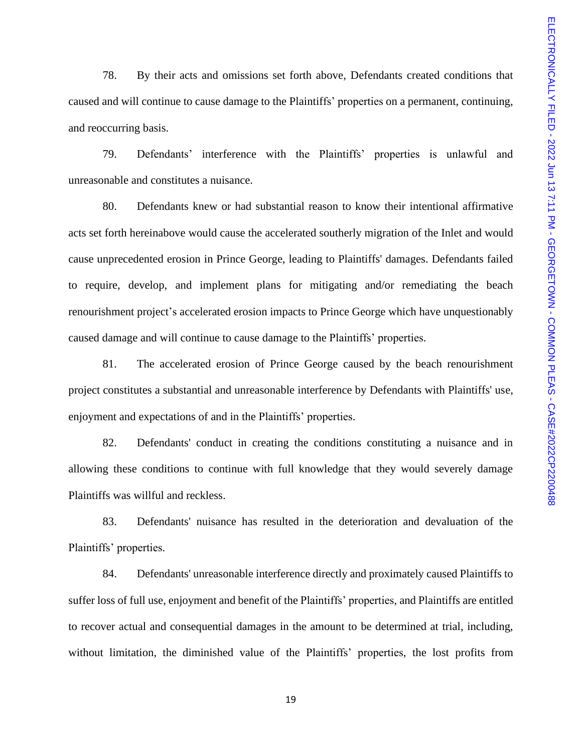78. By their acts and omissions set forth above, Defendants created conditions that caused and will continue to cause damage to the Plaintiffs' properties on a permanent, continuing, and reoccurring basis.

79. Defendants' interference with the Plaintiffs' properties is unlawful and unreasonable and constitutes a nuisance.

80. Defendants knew or had substantial reason to know their intentional affirmative acts set forth hereinabove would cause the accelerated southerly migration of the Inlet and would cause unprecedented erosion in Prince George, leading to Plaintiffs' damages. Defendants failed to require, develop, and implement plans for mitigating and/or remediating the beach renourishment project's accelerated erosion impacts to Prince George which have unquestionably caused damage and will continue to cause damage to the Plaintiffs' properties.

81. The accelerated erosion of Prince George caused by the beach renourishment project constitutes a substantial and unreasonable interference by Defendants with Plaintiffs' use, enjoyment and expectations of and in the Plaintiffs' properties.

82. Defendants' conduct in creating the conditions constituting a nuisance and in allowing these conditions to continue with full knowledge that they would severely damage Plaintiffs was willful and reckless.

83. Defendants' nuisance has resulted in the deterioration and devaluation of the Plaintiffs' properties.

84. Defendants' unreasonable interference directly and proximately caused Plaintiffs to suffer loss of full use, enjoyment and benefit of the Plaintiffs' properties, and Plaintiffs are entitled to recover actual and consequential damages in the amount to be determined at trial, including, without limitation, the diminished value of the Plaintiffs' properties, the lost profits from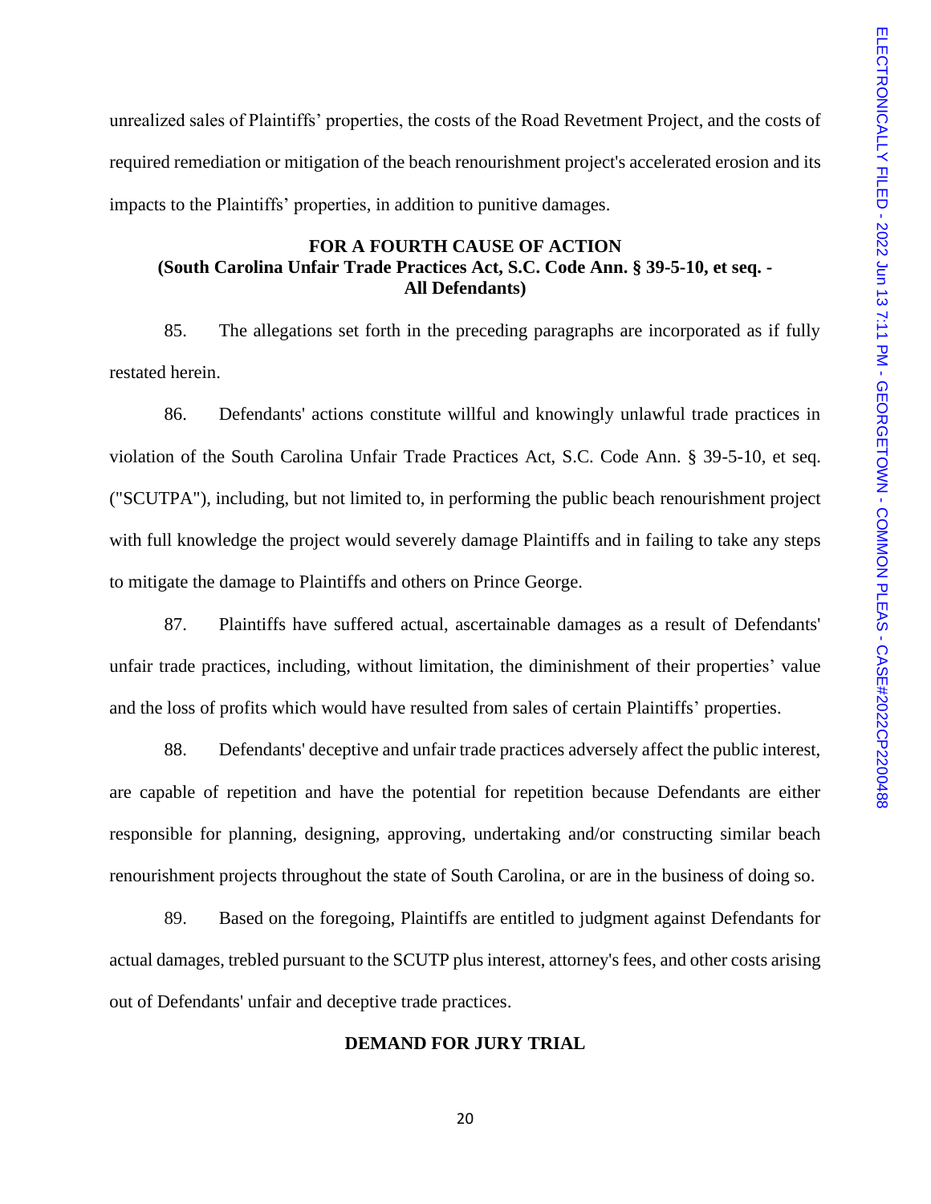unrealized sales of Plaintiffs' properties, the costs of the Road Revetment Project, and the costs of required remediation or mitigation of the beach renourishment project's accelerated erosion and its impacts to the Plaintiffs' properties, in addition to punitive damages.

**FOR A FOURTH CAUSE OF ACTION**
**(South Carolina Unfair Trade Practices Act, S.C. Code Ann. § 39-5-10, et seq. - All Defendants)**

85. The allegations set forth in the preceding paragraphs are incorporated as if fully restated herein.

86. Defendants' actions constitute willful and knowingly unlawful trade practices in violation of the South Carolina Unfair Trade Practices Act, S.C. Code Ann. § 39-5-10, et seq. ("SCUTPA"), including, but not limited to, in performing the public beach renourishment project with full knowledge the project would severely damage Plaintiffs and in failing to take any steps to mitigate the damage to Plaintiffs and others on Prince George.

87. Plaintiffs have suffered actual, ascertainable damages as a result of Defendants' unfair trade practices, including, without limitation, the diminishment of their properties' value and the loss of profits which would have resulted from sales of certain Plaintiffs' properties.

88. Defendants' deceptive and unfair trade practices adversely affect the public interest, are capable of repetition and have the potential for repetition because Defendants are either responsible for planning, designing, approving, undertaking and/or constructing similar beach renourishment projects throughout the state of South Carolina, or are in the business of doing so.

89. Based on the foregoing, Plaintiffs are entitled to judgment against Defendants for actual damages, trebled pursuant to the SCUTP plus interest, attorney's fees, and other costs arising out of Defendants' unfair and deceptive trade practices.

**DEMAND FOR JURY TRIAL**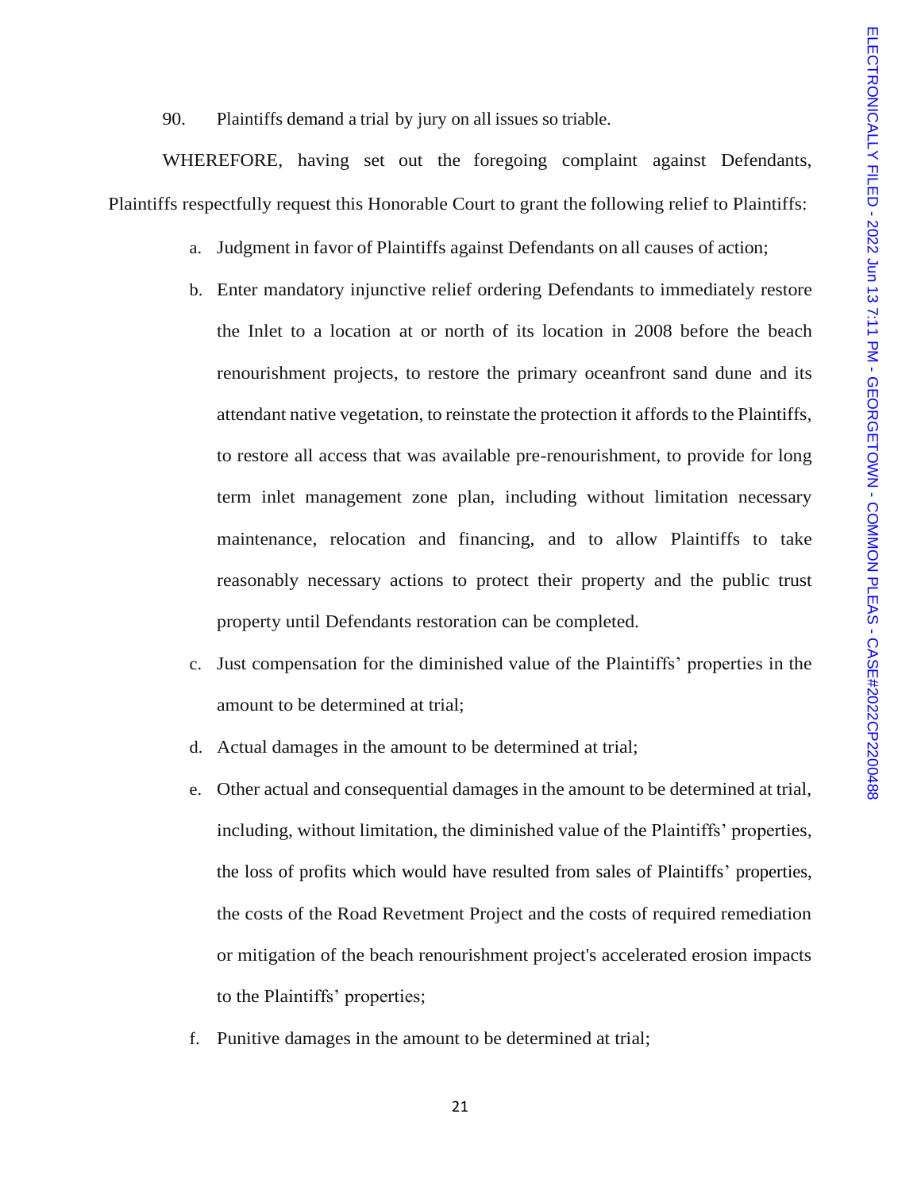90. Plaintiffs demand a trial by jury on all issues so triable.

WHEREFORE, having set out the foregoing complaint against Defendants, Plaintiffs respectfully request this Honorable Court to grant the following relief to Plaintiffs:

a. Judgment in favor of Plaintiffs against Defendants on all causes of action;

b. Enter mandatory injunctive relief ordering Defendants to immediately restore the Inlet to a location at or north of its location in 2008 before the beach renourishment projects, to restore the primary oceanfront sand dune and its attendant native vegetation, to reinstate the protection it affords to the Plaintiffs, to restore all access that was available pre-renourishment, to provide for long term inlet management zone plan, including without limitation necessary maintenance, relocation and financing, and to allow Plaintiffs to take reasonably necessary actions to protect their property and the public trust property until Defendants restoration can be completed.

c. Just compensation for the diminished value of the Plaintiffs' properties in the amount to be determined at trial;

d. Actual damages in the amount to be determined at trial;

e. Other actual and consequential damages in the amount to be determined at trial, including, without limitation, the diminished value of the Plaintiffs' properties, the loss of profits which would have resulted from sales of Plaintiffs' properties, the costs of the Road Revetment Project and the costs of required remediation or mitigation of the beach renourishment project's accelerated erosion impacts to the Plaintiffs' properties;

f. Punitive damages in the amount to be determined at trial;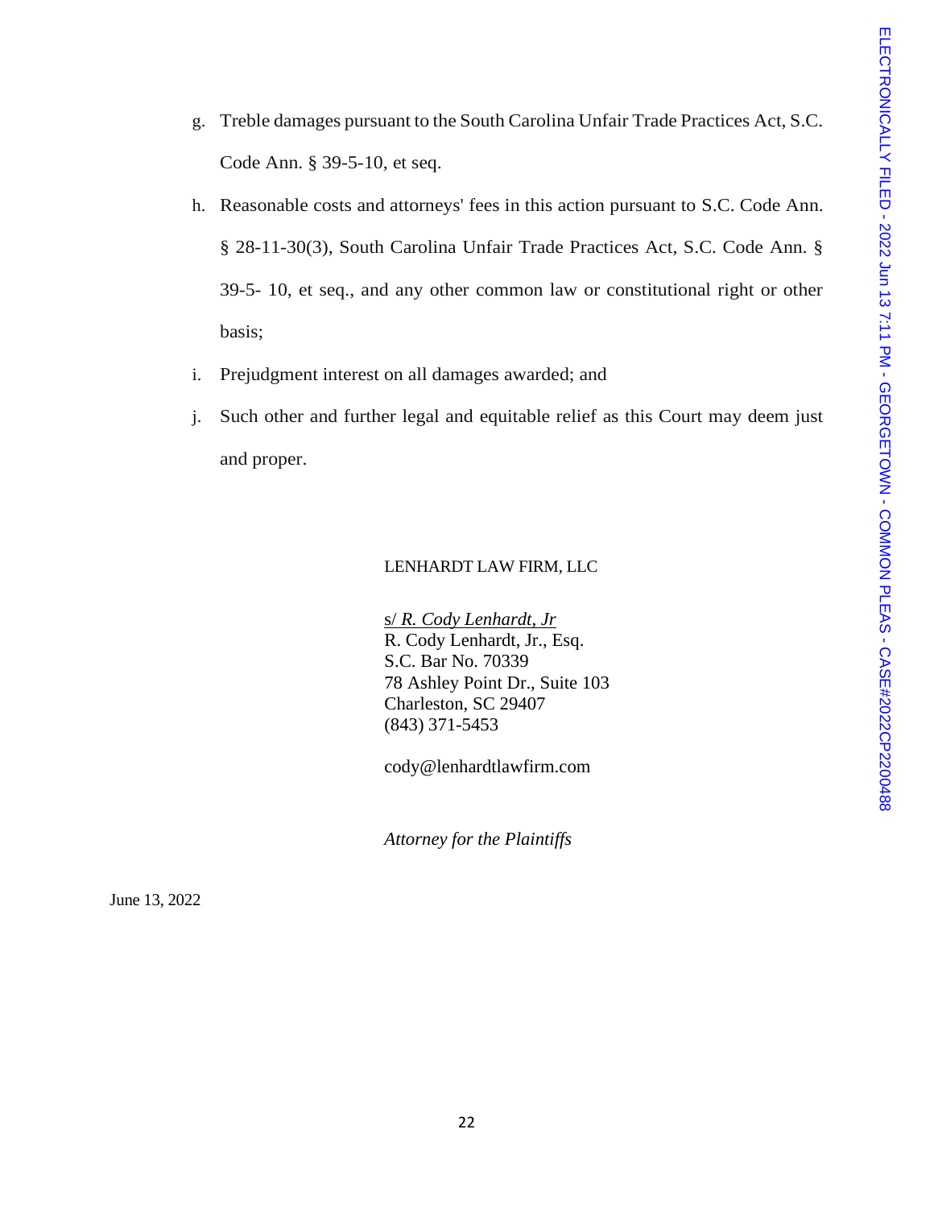g. Treble damages pursuant to the South Carolina Unfair Trade Practices Act, S.C. Code Ann. § 39-5-10, et seq.

h. Reasonable costs and attorneys' fees in this action pursuant to S.C. Code Ann. § 28-11-30(3), South Carolina Unfair Trade Practices Act, S.C. Code Ann. § 39-5- 10, et seq., and any other common law or constitutional right or other basis;

i. Prejudgment interest on all damages awarded; and

j. Such other and further legal and equitable relief as this Court may deem just and proper.

LENHARDT LAW FIRM, LLC

s/ *R. Cody Lenhardt, Jr*
R. Cody Lenhardt, Jr., Esq.
S.C. Bar No. 70339
78 Ashley Point Dr., Suite 103
Charleston, SC 29407
(843) 371-5453

cody@lenhardtlawfirm.com

*Attorney for the Plaintiffs*

June 13, 2022